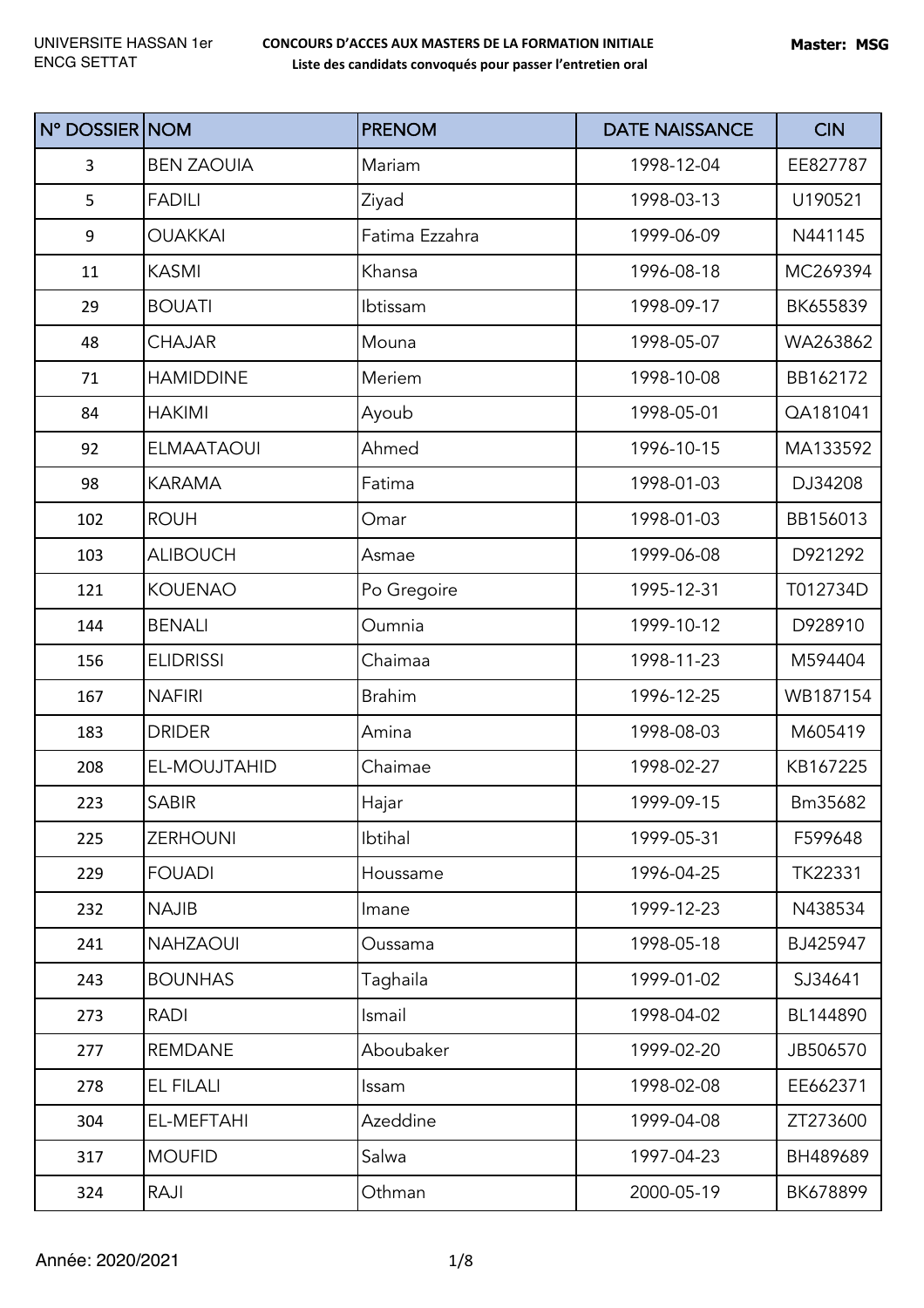UNIVERSITE HASSAN 1er
ENCG SETTAT

**CONCOURS D'ACCES AUX MASTERS DE LA FORMATION INITIALE**
**Liste des candidats convoqués pour passer l'entretien oral**

**Master: MSG**

| N° DOSSIER | NOM | PRENOM | DATE NAISSANCE | CIN |
|---|---|---|---|---|
| 3 | BEN ZAOUIA | Mariam | 1998-12-04 | EE827787 |
| 5 | FADILI | Ziyad | 1998-03-13 | U190521 |
| 9 | OUAKKAI | Fatima Ezzahra | 1999-06-09 | N441145 |
| 11 | KASMI | Khansa | 1996-08-18 | MC269394 |
| 29 | BOUATI | Ibtissam | 1998-09-17 | BK655839 |
| 48 | CHAJAR | Mouna | 1998-05-07 | WA263862 |
| 71 | HAMIDDINE | Meriem | 1998-10-08 | BB162172 |
| 84 | HAKIMI | Ayoub | 1998-05-01 | QA181041 |
| 92 | ELMAATAOUI | Ahmed | 1996-10-15 | MA133592 |
| 98 | KARAMA | Fatima | 1998-01-03 | DJ34208 |
| 102 | ROUH | Omar | 1998-01-03 | BB156013 |
| 103 | ALIBOUCH | Asmae | 1999-06-08 | D921292 |
| 121 | KOUENAO | Po Gregoire | 1995-12-31 | T012734D |
| 144 | BENALI | Oumnia | 1999-10-12 | D928910 |
| 156 | ELIDRISSI | Chaimaa | 1998-11-23 | M594404 |
| 167 | NAFIRI | Brahim | 1996-12-25 | WB187154 |
| 183 | DRIDER | Amina | 1998-08-03 | M605419 |
| 208 | EL-MOUJTAHID | Chaimae | 1998-02-27 | KB167225 |
| 223 | SABIR | Hajar | 1999-09-15 | Bm35682 |
| 225 | ZERHOUNI | Ibtihal | 1999-05-31 | F599648 |
| 229 | FOUADI | Houssame | 1996-04-25 | TK22331 |
| 232 | NAJIB | Imane | 1999-12-23 | N438534 |
| 241 | NAHZAOUI | Oussama | 1998-05-18 | BJ425947 |
| 243 | BOUNHAS | Taghaila | 1999-01-02 | SJ34641 |
| 273 | RADI | Ismail | 1998-04-02 | BL144890 |
| 277 | REMDANE | Aboubaker | 1999-02-20 | JB506570 |
| 278 | EL FILALI | Issam | 1998-02-08 | EE662371 |
| 304 | EL-MEFTAHI | Azeddine | 1999-04-08 | ZT273600 |
| 317 | MOUFID | Salwa | 1997-04-23 | BH489689 |
| 324 | RAJI | Othman | 2000-05-19 | BK678899 |

Année: 2020/2021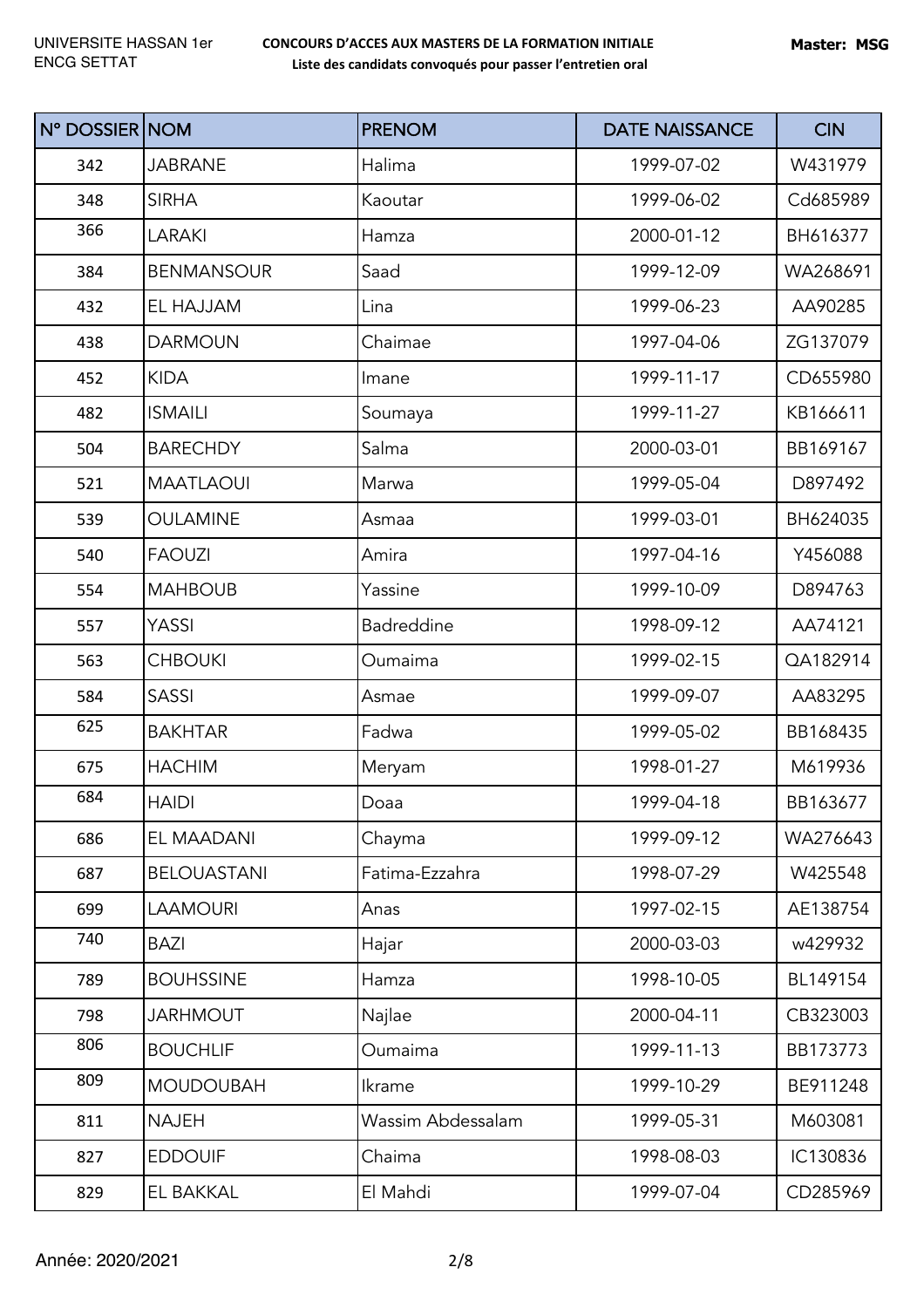| N° DOSSIER | NOM | PRENOM | DATE NAISSANCE | CIN |
|---|---|---|---|---|
| 342 | JABRANE | Halima | 1999-07-02 | W431979 |
| 348 | SIRHA | Kaoutar | 1999-06-02 | Cd685989 |
| 366 | LARAKI | Hamza | 2000-01-12 | BH616377 |
| 384 | BENMANSOUR | Saad | 1999-12-09 | WA268691 |
| 432 | EL HAJJAM | Lina | 1999-06-23 | AA90285 |
| 438 | DARMOUN | Chaimae | 1997-04-06 | ZG137079 |
| 452 | KIDA | Imane | 1999-11-17 | CD655980 |
| 482 | ISMAILI | Soumaya | 1999-11-27 | KB166611 |
| 504 | BARECHDY | Salma | 2000-03-01 | BB169167 |
| 521 | MAATLAOUI | Marwa | 1999-05-04 | D897492 |
| 539 | OULAMINE | Asmaa | 1999-03-01 | BH624035 |
| 540 | FAOUZI | Amira | 1997-04-16 | Y456088 |
| 554 | MAHBOUB | Yassine | 1999-10-09 | D894763 |
| 557 | YASSI | Badreddine | 1998-09-12 | AA74121 |
| 563 | CHBOUKI | Oumaima | 1999-02-15 | QA182914 |
| 584 | SASSI | Asmae | 1999-09-07 | AA83295 |
| 625 | BAKHTAR | Fadwa | 1999-05-02 | BB168435 |
| 675 | HACHIM | Meryam | 1998-01-27 | M619936 |
| 684 | HAIDI | Doaa | 1999-04-18 | BB163677 |
| 686 | EL MAADANI | Chayma | 1999-09-12 | WA276643 |
| 687 | BELOUASTANI | Fatima-Ezzahra | 1998-07-29 | W425548 |
| 699 | LAAMOURI | Anas | 1997-02-15 | AE138754 |
| 740 | BAZI | Hajar | 2000-03-03 | w429932 |
| 789 | BOUHSSINE | Hamza | 1998-10-05 | BL149154 |
| 798 | JARHMOUT | Najlae | 2000-04-11 | CB323003 |
| 806 | BOUCHLIF | Oumaima | 1999-11-13 | BB173773 |
| 809 | MOUDOUBAH | Ikrame | 1999-10-29 | BE911248 |
| 811 | NAJEH | Wassim Abdessalam | 1999-05-31 | M603081 |
| 827 | EDDOUIF | Chaima | 1998-08-03 | IC130836 |
| 829 | EL BAKKAL | El Mahdi | 1999-07-04 | CD285969 |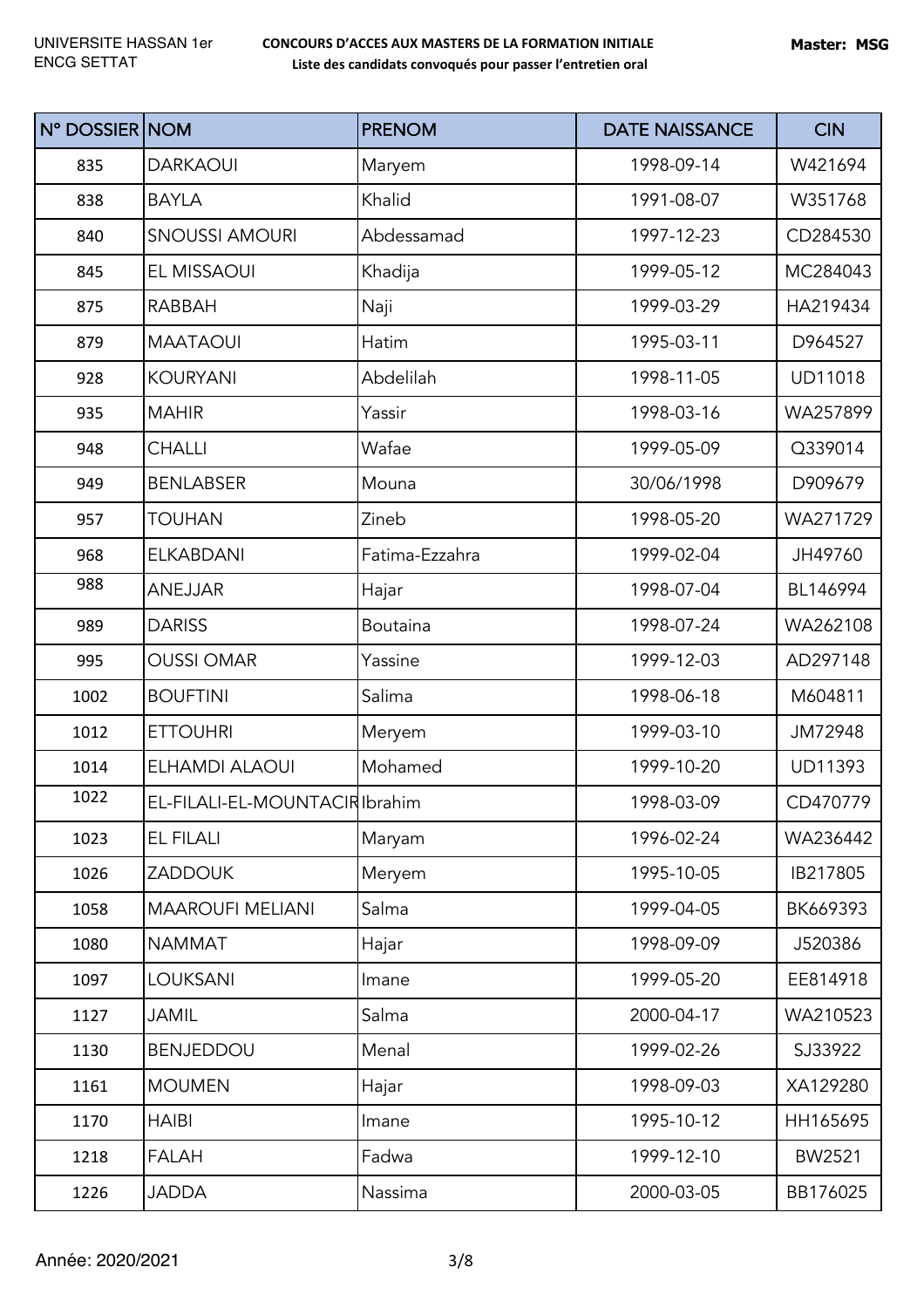UNIVERSITE HASSAN 1er
ENCG SETTAT

**CONCOURS D'ACCES AUX MASTERS DE LA FORMATION INITIALE**
**Liste des candidats convoqués pour passer l'entretien oral**

**Master: MSG**

| N° DOSSIER | NOM | PRENOM | DATE NAISSANCE | CIN |
|---|---|---|---|---|
| 835 | DARKAOUI | Maryem | 1998-09-14 | W421694 |
| 838 | BAYLA | Khalid | 1991-08-07 | W351768 |
| 840 | SNOUSSI AMOURI | Abdessamad | 1997-12-23 | CD284530 |
| 845 | EL MISSAOUI | Khadija | 1999-05-12 | MC284043 |
| 875 | RABBAH | Naji | 1999-03-29 | HA219434 |
| 879 | MAATAOUI | Hatim | 1995-03-11 | D964527 |
| 928 | KOURYANI | Abdelilah | 1998-11-05 | UD11018 |
| 935 | MAHIR | Yassir | 1998-03-16 | WA257899 |
| 948 | CHALLI | Wafae | 1999-05-09 | Q339014 |
| 949 | BENLABSER | Mouna | 30/06/1998 | D909679 |
| 957 | TOUHAN | Zineb | 1998-05-20 | WA271729 |
| 968 | ELKABDANI | Fatima-Ezzahra | 1999-02-04 | JH49760 |
| 988 | ANEJJAR | Hajar | 1998-07-04 | BL146994 |
| 989 | DARISS | Boutaina | 1998-07-24 | WA262108 |
| 995 | OUSSI OMAR | Yassine | 1999-12-03 | AD297148 |
| 1002 | BOUFTINI | Salima | 1998-06-18 | M604811 |
| 1012 | ETTOUHRI | Meryem | 1999-03-10 | JM72948 |
| 1014 | ELHAMDI ALAOUI | Mohamed | 1999-10-20 | UD11393 |
| 1022 | EL-FILALI-EL-MOUNTACIR | Ibrahim | 1998-03-09 | CD470779 |
| 1023 | EL FILALI | Maryam | 1996-02-24 | WA236442 |
| 1026 | ZADDOUK | Meryem | 1995-10-05 | IB217805 |
| 1058 | MAAROUFI MELIANI | Salma | 1999-04-05 | BK669393 |
| 1080 | NAMMAT | Hajar | 1998-09-09 | J520386 |
| 1097 | LOUKSANI | Imane | 1999-05-20 | EE814918 |
| 1127 | JAMIL | Salma | 2000-04-17 | WA210523 |
| 1130 | BENJEDDOU | Menal | 1999-02-26 | SJ33922 |
| 1161 | MOUMEN | Hajar | 1998-09-03 | XA129280 |
| 1170 | HAIBI | Imane | 1995-10-12 | HH165695 |
| 1218 | FALAH | Fadwa | 1999-12-10 | BW2521 |
| 1226 | JADDA | Nassima | 2000-03-05 | BB176025 |

Année: 2020/2021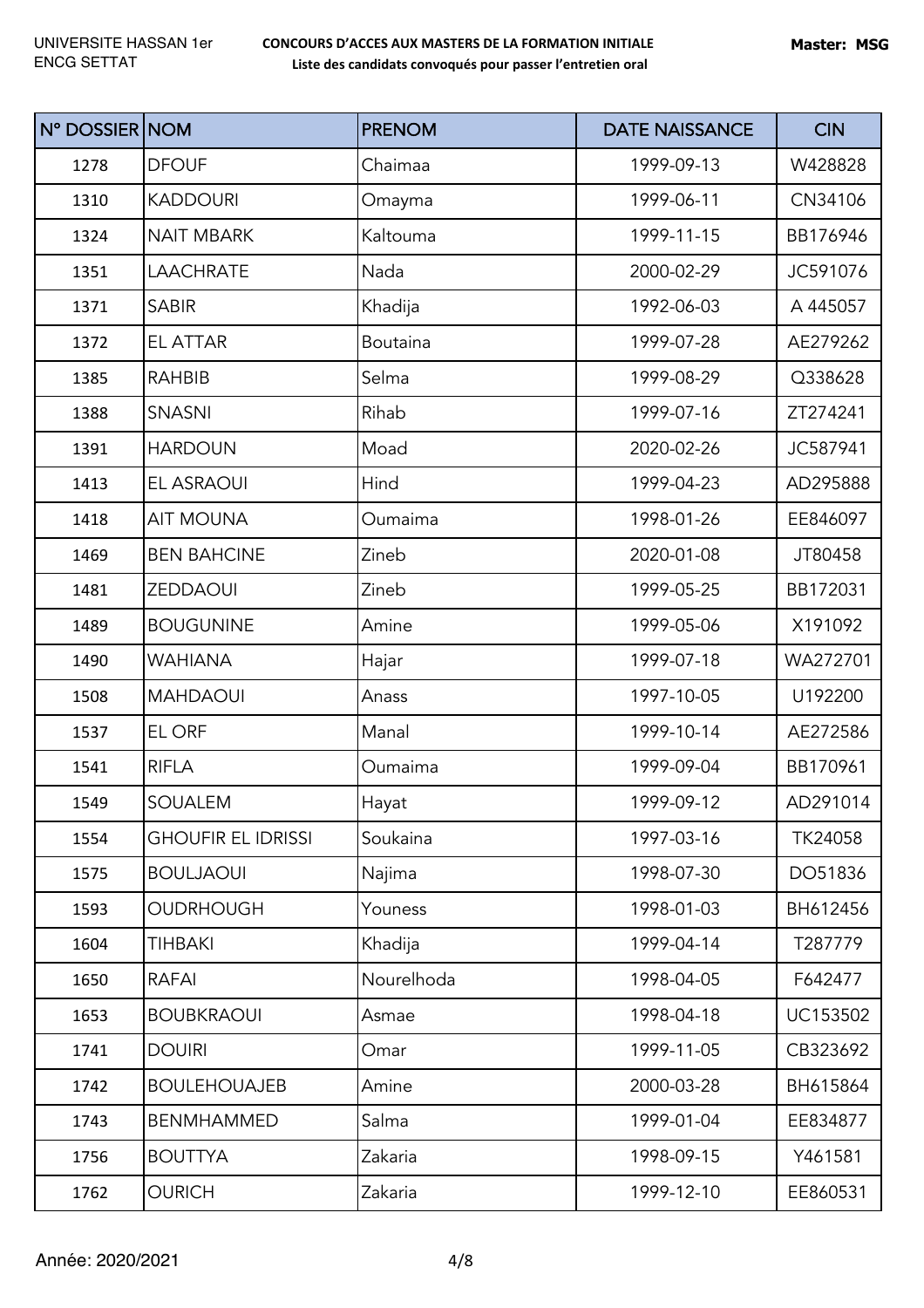UNIVERSITE HASSAN 1er
ENCG SETTAT

**CONCOURS D'ACCES AUX MASTERS DE LA FORMATION INITIALE**
**Liste des candidats convoqués pour passer l'entretien oral**

**Master: MSG**

| N° DOSSIER | NOM | PRENOM | DATE NAISSANCE | CIN |
|---|---|---|---|---|
| 1278 | DFOUF | Chaimaa | 1999-09-13 | W428828 |
| 1310 | KADDOURI | Omayma | 1999-06-11 | CN34106 |
| 1324 | NAIT MBARK | Kaltouma | 1999-11-15 | BB176946 |
| 1351 | LAACHRATE | Nada | 2000-02-29 | JC591076 |
| 1371 | SABIR | Khadija | 1992-06-03 | A 445057 |
| 1372 | EL ATTAR | Boutaina | 1999-07-28 | AE279262 |
| 1385 | RAHBIB | Selma | 1999-08-29 | Q338628 |
| 1388 | SNASNI | Rihab | 1999-07-16 | ZT274241 |
| 1391 | HARDOUN | Moad | 2020-02-26 | JC587941 |
| 1413 | EL ASRAOUI | Hind | 1999-04-23 | AD295888 |
| 1418 | AIT MOUNA | Oumaima | 1998-01-26 | EE846097 |
| 1469 | BEN BAHCINE | Zineb | 2020-01-08 | JT80458 |
| 1481 | ZEDDAOUI | Zineb | 1999-05-25 | BB172031 |
| 1489 | BOUGUNINE | Amine | 1999-05-06 | X191092 |
| 1490 | WAHIANA | Hajar | 1999-07-18 | WA272701 |
| 1508 | MAHDAOUI | Anass | 1997-10-05 | U192200 |
| 1537 | EL ORF | Manal | 1999-10-14 | AE272586 |
| 1541 | RIFLA | Oumaima | 1999-09-04 | BB170961 |
| 1549 | SOUALEM | Hayat | 1999-09-12 | AD291014 |
| 1554 | GHOUFIR EL IDRISSI | Soukaina | 1997-03-16 | TK24058 |
| 1575 | BOULJAOUI | Najima | 1998-07-30 | DO51836 |
| 1593 | OUDRHOUGH | Youness | 1998-01-03 | BH612456 |
| 1604 | TIHBAKI | Khadija | 1999-04-14 | T287779 |
| 1650 | RAFAI | Nourelhoda | 1998-04-05 | F642477 |
| 1653 | BOUBKRAOUI | Asmae | 1998-04-18 | UC153502 |
| 1741 | DOUIRI | Omar | 1999-11-05 | CB323692 |
| 1742 | BOULEHOUAJEB | Amine | 2000-03-28 | BH615864 |
| 1743 | BENMHAMMED | Salma | 1999-01-04 | EE834877 |
| 1756 | BOUTTYA | Zakaria | 1998-09-15 | Y461581 |
| 1762 | OURICH | Zakaria | 1999-12-10 | EE860531 |

Année: 2020/2021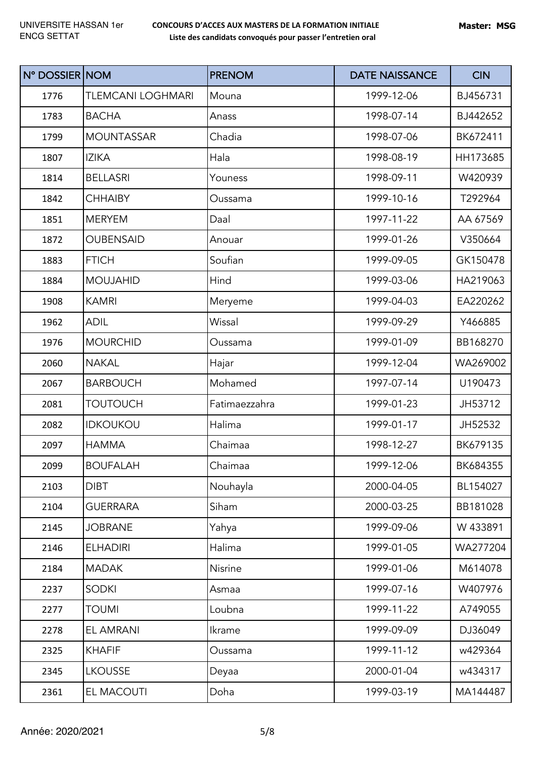UNIVERSITE HASSAN 1er
ENCG SETTAT

**CONCOURS D'ACCES AUX MASTERS DE LA FORMATION INITIALE**
**Liste des candidats convoqués pour passer l'entretien oral**

**Master: MSG**

| N° DOSSIER | NOM | PRENOM | DATE NAISSANCE | CIN |
|---|---|---|---|---|
| 1776 | TLEMCANI LOGHMARI | Mouna | 1999-12-06 | BJ456731 |
| 1783 | BACHA | Anass | 1998-07-14 | BJ442652 |
| 1799 | MOUNTASSAR | Chadia | 1998-07-06 | BK672411 |
| 1807 | IZIKA | Hala | 1998-08-19 | HH173685 |
| 1814 | BELLASRI | Youness | 1998-09-11 | W420939 |
| 1842 | CHHAIBY | Oussama | 1999-10-16 | T292964 |
| 1851 | MERYEM | Daal | 1997-11-22 | AA 67569 |
| 1872 | OUBENSAID | Anouar | 1999-01-26 | V350664 |
| 1883 | FTICH | Soufian | 1999-09-05 | GK150478 |
| 1884 | MOUJAHID | Hind | 1999-03-06 | HA219063 |
| 1908 | KAMRI | Meryeme | 1999-04-03 | EA220262 |
| 1962 | ADIL | Wissal | 1999-09-29 | Y466885 |
| 1976 | MOURCHID | Oussama | 1999-01-09 | BB168270 |
| 2060 | NAKAL | Hajar | 1999-12-04 | WA269002 |
| 2067 | BARBOUCH | Mohamed | 1997-07-14 | U190473 |
| 2081 | TOUTOUCH | Fatimaezzahra | 1999-01-23 | JH53712 |
| 2082 | IDKOUKOU | Halima | 1999-01-17 | JH52532 |
| 2097 | HAMMA | Chaimaa | 1998-12-27 | BK679135 |
| 2099 | BOUFALAH | Chaimaa | 1999-12-06 | BK684355 |
| 2103 | DIBT | Nouhayla | 2000-04-05 | BL154027 |
| 2104 | GUERRARA | Siham | 2000-03-25 | BB181028 |
| 2145 | JOBRANE | Yahya | 1999-09-06 | W 433891 |
| 2146 | ELHADIRI | Halima | 1999-01-05 | WA277204 |
| 2184 | MADAK | Nisrine | 1999-01-06 | M614078 |
| 2237 | SODKI | Asmaa | 1999-07-16 | W407976 |
| 2277 | TOUMI | Loubna | 1999-11-22 | A749055 |
| 2278 | EL AMRANI | Ikrame | 1999-09-09 | DJ36049 |
| 2325 | KHAFIF | Oussama | 1999-11-12 | w429364 |
| 2345 | LKOUSSE | Deyaa | 2000-01-04 | w434317 |
| 2361 | EL MACOUTI | Doha | 1999-03-19 | MA144487 |

Année: 2020/2021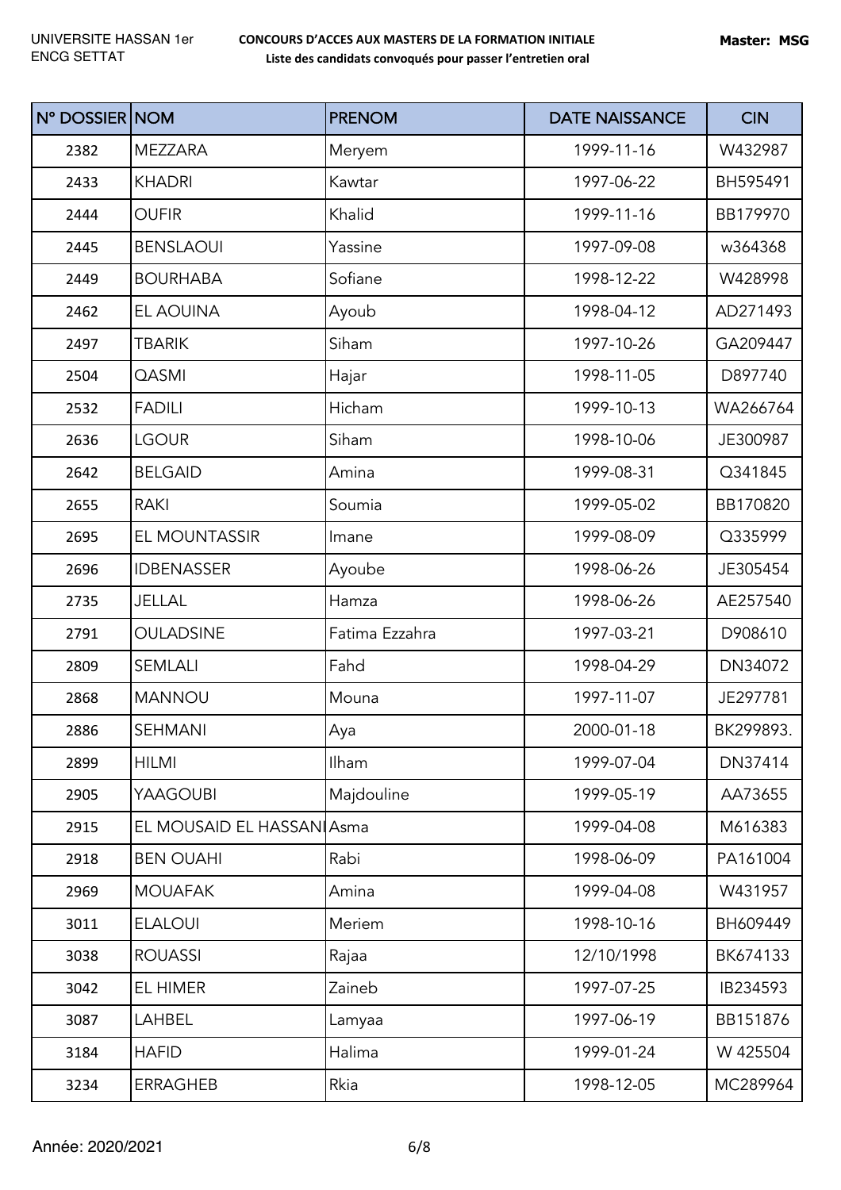UNIVERSITE HASSAN 1er
ENCG SETTAT

**CONCOURS D'ACCES AUX MASTERS DE LA FORMATION INITIALE**
**Liste des candidats convoqués pour passer l'entretien oral**

**Master: MSG**

| N° DOSSIER | NOM | PRENOM | DATE NAISSANCE | CIN |
|---|---|---|---|---|
| 2382 | MEZZARA | Meryem | 1999-11-16 | W432987 |
| 2433 | KHADRI | Kawtar | 1997-06-22 | BH595491 |
| 2444 | OUFIR | Khalid | 1999-11-16 | BB179970 |
| 2445 | BENSLAOUI | Yassine | 1997-09-08 | w364368 |
| 2449 | BOURHABA | Sofiane | 1998-12-22 | W428998 |
| 2462 | EL AOUINA | Ayoub | 1998-04-12 | AD271493 |
| 2497 | TBARIK | Siham | 1997-10-26 | GA209447 |
| 2504 | QASMI | Hajar | 1998-11-05 | D897740 |
| 2532 | FADILI | Hicham | 1999-10-13 | WA266764 |
| 2636 | LGOUR | Siham | 1998-10-06 | JE300987 |
| 2642 | BELGAID | Amina | 1999-08-31 | Q341845 |
| 2655 | RAKI | Soumia | 1999-05-02 | BB170820 |
| 2695 | EL MOUNTASSIR | Imane | 1999-08-09 | Q335999 |
| 2696 | IDBENASSER | Ayoube | 1998-06-26 | JE305454 |
| 2735 | JELLAL | Hamza | 1998-06-26 | AE257540 |
| 2791 | OULADSINE | Fatima Ezzahra | 1997-03-21 | D908610 |
| 2809 | SEMLALI | Fahd | 1998-04-29 | DN34072 |
| 2868 | MANNOU | Mouna | 1997-11-07 | JE297781 |
| 2886 | SEHMANI | Aya | 2000-01-18 | BK299893. |
| 2899 | HILMI | Ilham | 1999-07-04 | DN37414 |
| 2905 | YAAGOUBI | Majdouline | 1999-05-19 | AA73655 |
| 2915 | EL MOUSAID EL HASSANI | Asma | 1999-04-08 | M616383 |
| 2918 | BEN OUAHI | Rabi | 1998-06-09 | PA161004 |
| 2969 | MOUAFAK | Amina | 1999-04-08 | W431957 |
| 3011 | ELALOUI | Meriem | 1998-10-16 | BH609449 |
| 3038 | ROUASSI | Rajaa | 12/10/1998 | BK674133 |
| 3042 | EL HIMER | Zaineb | 1997-07-25 | IB234593 |
| 3087 | LAHBEL | Lamyaa | 1997-06-19 | BB151876 |
| 3184 | HAFID | Halima | 1999-01-24 | W 425504 |
| 3234 | ERRAGHEB | Rkia | 1998-12-05 | MC289964 |

Année: 2020/2021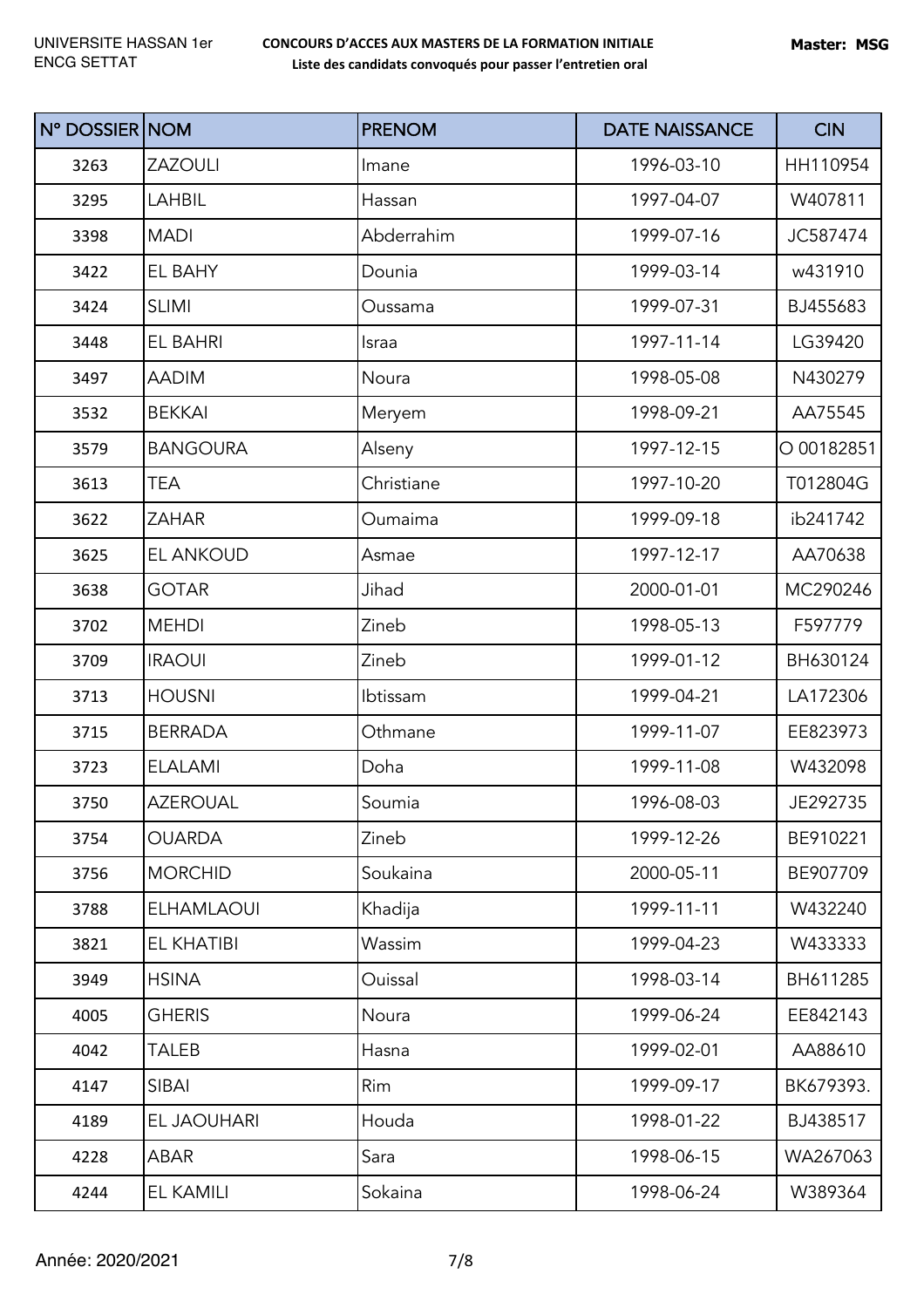UNIVERSITE HASSAN 1er
ENCG SETTAT

**CONCOURS D'ACCES AUX MASTERS DE LA FORMATION INITIALE**
**Liste des candidats convoqués pour passer l'entretien oral**

**Master: MSG**

| N° DOSSIER | NOM | PRENOM | DATE NAISSANCE | CIN |
|---|---|---|---|---|
| 3263 | ZAZOULI | Imane | 1996-03-10 | HH110954 |
| 3295 | LAHBIL | Hassan | 1997-04-07 | W407811 |
| 3398 | MADI | Abderrahim | 1999-07-16 | JC587474 |
| 3422 | EL BAHY | Dounia | 1999-03-14 | w431910 |
| 3424 | SLIMI | Oussama | 1999-07-31 | BJ455683 |
| 3448 | EL BAHRI | Israa | 1997-11-14 | LG39420 |
| 3497 | AADIM | Noura | 1998-05-08 | N430279 |
| 3532 | BEKKAI | Meryem | 1998-09-21 | AA75545 |
| 3579 | BANGOURA | Alseny | 1997-12-15 | O 00182851 |
| 3613 | TEA | Christiane | 1997-10-20 | T012804G |
| 3622 | ZAHAR | Oumaima | 1999-09-18 | ib241742 |
| 3625 | EL ANKOUD | Asmae | 1997-12-17 | AA70638 |
| 3638 | GOTAR | Jihad | 2000-01-01 | MC290246 |
| 3702 | MEHDI | Zineb | 1998-05-13 | F597779 |
| 3709 | IRAOUI | Zineb | 1999-01-12 | BH630124 |
| 3713 | HOUSNI | Ibtissam | 1999-04-21 | LA172306 |
| 3715 | BERRADA | Othmane | 1999-11-07 | EE823973 |
| 3723 | ELALAMI | Doha | 1999-11-08 | W432098 |
| 3750 | AZEROUAL | Soumia | 1996-08-03 | JE292735 |
| 3754 | OUARDA | Zineb | 1999-12-26 | BE910221 |
| 3756 | MORCHID | Soukaina | 2000-05-11 | BE907709 |
| 3788 | ELHAMLAOUI | Khadija | 1999-11-11 | W432240 |
| 3821 | EL KHATIBI | Wassim | 1999-04-23 | W433333 |
| 3949 | HSINA | Ouissal | 1998-03-14 | BH611285 |
| 4005 | GHERIS | Noura | 1999-06-24 | EE842143 |
| 4042 | TALEB | Hasna | 1999-02-01 | AA88610 |
| 4147 | SIBAI | Rim | 1999-09-17 | BK679393. |
| 4189 | EL JAOUHARI | Houda | 1998-01-22 | BJ438517 |
| 4228 | ABAR | Sara | 1998-06-15 | WA267063 |
| 4244 | EL KAMILI | Sokaina | 1998-06-24 | W389364 |

Année: 2020/2021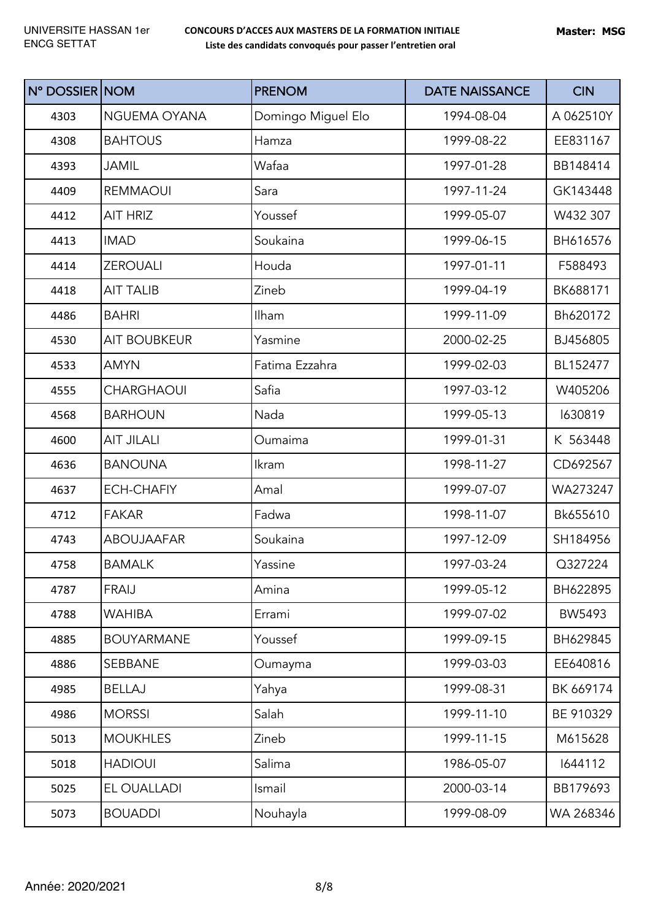UNIVERSITE HASSAN 1er
ENCG SETTAT

**CONCOURS D'ACCES AUX MASTERS DE LA FORMATION INITIALE**
**Liste des candidats convoqués pour passer l'entretien oral**

**Master: MSG**

| N° DOSSIER | NOM | PRENOM | DATE NAISSANCE | CIN |
|---|---|---|---|---|
| 4303 | NGUEMA OYANA | Domingo Miguel Elo | 1994-08-04 | A 062510Y |
| 4308 | BAHTOUS | Hamza | 1999-08-22 | EE831167 |
| 4393 | JAMIL | Wafaa | 1997-01-28 | BB148414 |
| 4409 | REMMAOUI | Sara | 1997-11-24 | GK143448 |
| 4412 | AIT HRIZ | Youssef | 1999-05-07 | W432 307 |
| 4413 | IMAD | Soukaina | 1999-06-15 | BH616576 |
| 4414 | ZEROUALI | Houda | 1997-01-11 | F588493 |
| 4418 | AIT TALIB | Zineb | 1999-04-19 | BK688171 |
| 4486 | BAHRI | Ilham | 1999-11-09 | Bh620172 |
| 4530 | AIT BOUBKEUR | Yasmine | 2000-02-25 | BJ456805 |
| 4533 | AMYN | Fatima Ezzahra | 1999-02-03 | BL152477 |
| 4555 | CHARGHAOUI | Safia | 1997-03-12 | W405206 |
| 4568 | BARHOUN | Nada | 1999-05-13 | I630819 |
| 4600 | AIT JILALI | Oumaima | 1999-01-31 | K 563448 |
| 4636 | BANOUNA | Ikram | 1998-11-27 | CD692567 |
| 4637 | ECH-CHAFIY | Amal | 1999-07-07 | WA273247 |
| 4712 | FAKAR | Fadwa | 1998-11-07 | Bk655610 |
| 4743 | ABOUJAAFAR | Soukaina | 1997-12-09 | SH184956 |
| 4758 | BAMALK | Yassine | 1997-03-24 | Q327224 |
| 4787 | FRAIJ | Amina | 1999-05-12 | BH622895 |
| 4788 | WAHIBA | Errami | 1999-07-02 | BW5493 |
| 4885 | BOUYARMANE | Youssef | 1999-09-15 | BH629845 |
| 4886 | SEBBANE | Oumayma | 1999-03-03 | EE640816 |
| 4985 | BELLAJ | Yahya | 1999-08-31 | BK 669174 |
| 4986 | MORSSI | Salah | 1999-11-10 | BE 910329 |
| 5013 | MOUKHLES | Zineb | 1999-11-15 | M615628 |
| 5018 | HADIOUI | Salima | 1986-05-07 | I644112 |
| 5025 | EL OUALLADI | Ismail | 2000-03-14 | BB179693 |
| 5073 | BOUADDI | Nouhayla | 1999-08-09 | WA 268346 |

Année: 2020/2021